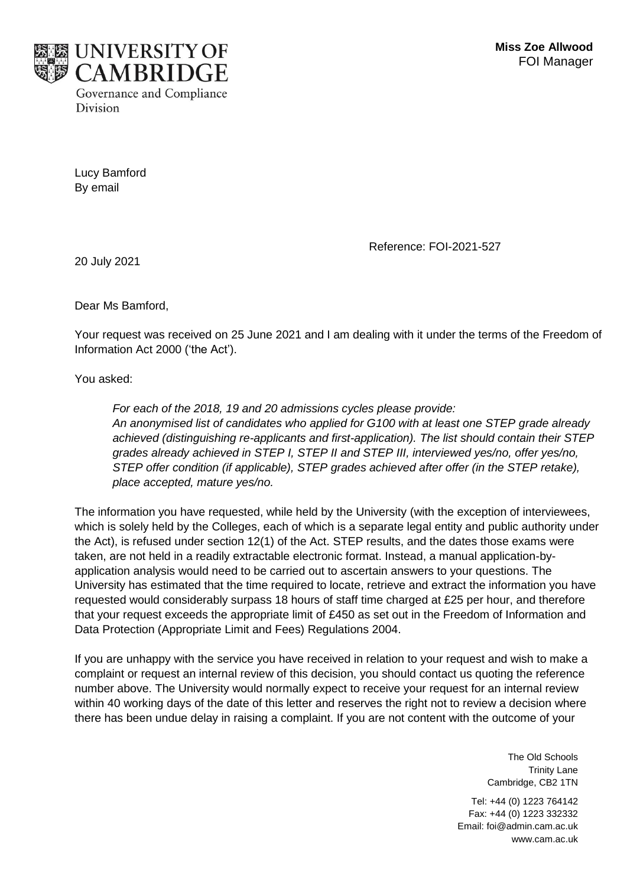**UNIVERSITY OF CAMBRIDGE**
Governance and Compliance Division

**Miss Zoe Allwood**
FOI Manager

Lucy Bamford
By email

Reference: FOI-2021-527

20 July 2021

Dear Ms Bamford,

Your request was received on 25 June 2021 and I am dealing with it under the terms of the Freedom of Information Act 2000 ('the Act').

You asked:

> *For each of the 2018, 19 and 20 admissions cycles please provide:*
> *An anonymised list of candidates who applied for G100 with at least one STEP grade already achieved (distinguishing re-applicants and first-application). The list should contain their STEP grades already achieved in STEP I, STEP II and STEP III, interviewed yes/no, offer yes/no, STEP offer condition (if applicable), STEP grades achieved after offer (in the STEP retake), place accepted, mature yes/no.*

The information you have requested, while held by the University (with the exception of interviewees, which is solely held by the Colleges, each of which is a separate legal entity and public authority under the Act), is refused under section 12(1) of the Act. STEP results, and the dates those exams were taken, are not held in a readily extractable electronic format. Instead, a manual application-by-application analysis would need to be carried out to ascertain answers to your questions. The University has estimated that the time required to locate, retrieve and extract the information you have requested would considerably surpass 18 hours of staff time charged at £25 per hour, and therefore that your request exceeds the appropriate limit of £450 as set out in the Freedom of Information and Data Protection (Appropriate Limit and Fees) Regulations 2004.

If you are unhappy with the service you have received in relation to your request and wish to make a complaint or request an internal review of this decision, you should contact us quoting the reference number above. The University would normally expect to receive your request for an internal review within 40 working days of the date of this letter and reserves the right not to review a decision where there has been undue delay in raising a complaint. If you are not content with the outcome of your

The Old Schools
Trinity Lane
Cambridge, CB2 1TN

Tel: +44 (0) 1223 764142
Fax: +44 (0) 1223 332332
Email: foi@admin.cam.ac.uk
www.cam.ac.uk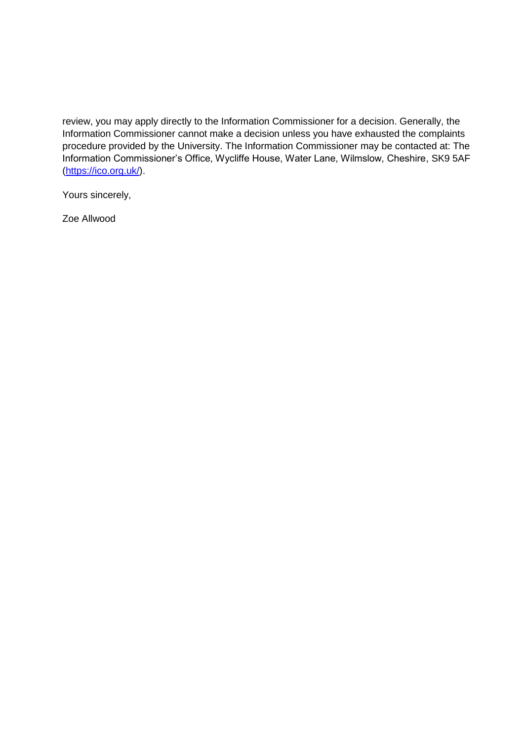review, you may apply directly to the Information Commissioner for a decision. Generally, the Information Commissioner cannot make a decision unless you have exhausted the complaints procedure provided by the University. The Information Commissioner may be contacted at: The Information Commissioner's Office, Wycliffe House, Water Lane, Wilmslow, Cheshire, SK9 5AF ([https://ico.org.uk/](https://ico.org.uk/)).

Yours sincerely,

Zoe Allwood